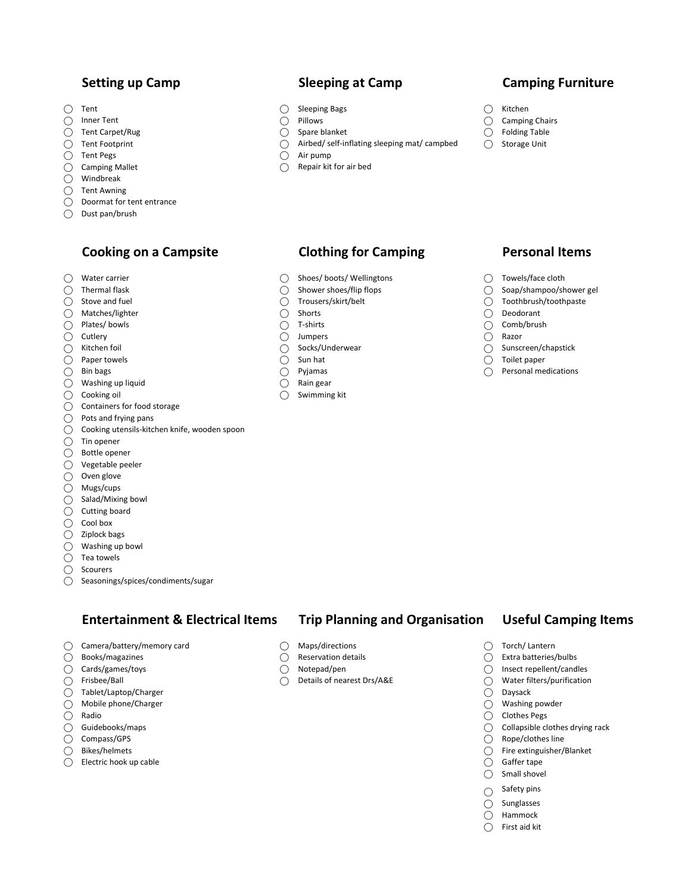## Setting up Camp

- ◯ Tent
- ◯ Inner Tent
- ◯ Tent Carpet/Rug
- ◯ Tent Footprint
- ◯ Tent Pegs
- ◯ Camping Mallet
- ◯ Windbreak
- ◯ Tent Awning
- ◯ Doormat for tent entrance
- ◯ Dust pan/brush

## Sleeping at Camp

- ◯ Sleeping Bags
- ◯ Pillows
- ◯ Spare blanket
- ◯ Airbed/ self-inflating sleeping mat/ campbed
- ◯ Air pump
- ◯ Repair kit for air bed

## Camping Furniture

- ◯ Kitchen
- ◯ Camping Chairs
- ◯ Folding Table
- ◯ Storage Unit

## Cooking on a Campsite

- ◯ Water carrier
- ◯ Thermal flask
- ◯ Stove and fuel
- ◯ Matches/lighter
- ◯ Plates/ bowls
- ◯ Cutlery
- ◯ Kitchen foil
- ◯ Paper towels
- ◯ Bin bags
- ◯ Washing up liquid
- ◯ Cooking oil
- ◯ Containers for food storage
- ◯ Pots and frying pans
- ◯ Cooking utensils-kitchen knife, wooden spoon
- ◯ Tin opener
- ◯ Bottle opener
- ◯ Vegetable peeler
- ◯ Oven glove
- ◯ Mugs/cups
- ◯ Salad/Mixing bowl
- ◯ Cutting board
- ◯ Cool box
- ◯ Ziplock bags
- ◯ Washing up bowl
- ◯ Tea towels
- ◯ Scourers
- ◯ Seasonings/spices/condiments/sugar

## Clothing for Camping

- ◯ Shoes/ boots/ Wellingtons
- ◯ Shower shoes/flip flops
- ◯ Trousers/skirt/belt
- ◯ Shorts
- ◯ T-shirts
- ◯ Jumpers
- ◯ Socks/Underwear
- ◯ Sun hat
- ◯ Pyjamas
- ◯ Rain gear
- ◯ Swimming kit

## Personal Items

- ◯ Towels/face cloth
- ◯ Soap/shampoo/shower gel
- ◯ Toothbrush/toothpaste
- ◯ Deodorant
- ◯ Comb/brush
- ◯ Razor
- ◯ Sunscreen/chapstick
- ◯ Toilet paper
- ◯ Personal medications

## Entertainment & Electrical Items

- ◯ Camera/battery/memory card
- ◯ Books/magazines
- ◯ Cards/games/toys
- ◯ Frisbee/Ball
- ◯ Tablet/Laptop/Charger
- ◯ Mobile phone/Charger
- ◯ Radio
- ◯ Guidebooks/maps
- ◯ Compass/GPS
- ◯ Bikes/helmets
- ◯ Electric hook up cable

## Trip Planning and Organisation

- ◯ Maps/directions
- ◯ Reservation details
- ◯ Notepad/pen
- ◯ Details of nearest Drs/A&E

## Useful Camping Items

- ◯ Torch/ Lantern
- ◯ Extra batteries/bulbs
- ◯ Insect repellent/candles
- ◯ Water filters/purification
- ◯ Daysack
- ◯ Washing powder
- ◯ Clothes Pegs
- ◯ Collapsible clothes drying rack
- ◯ Rope/clothes line
- ◯ Fire extinguisher/Blanket
- ◯ Gaffer tape
- ◯ Small shovel
- ◯ Safety pins
- ◯ Sunglasses
- ◯ Hammock
- ◯ First aid kit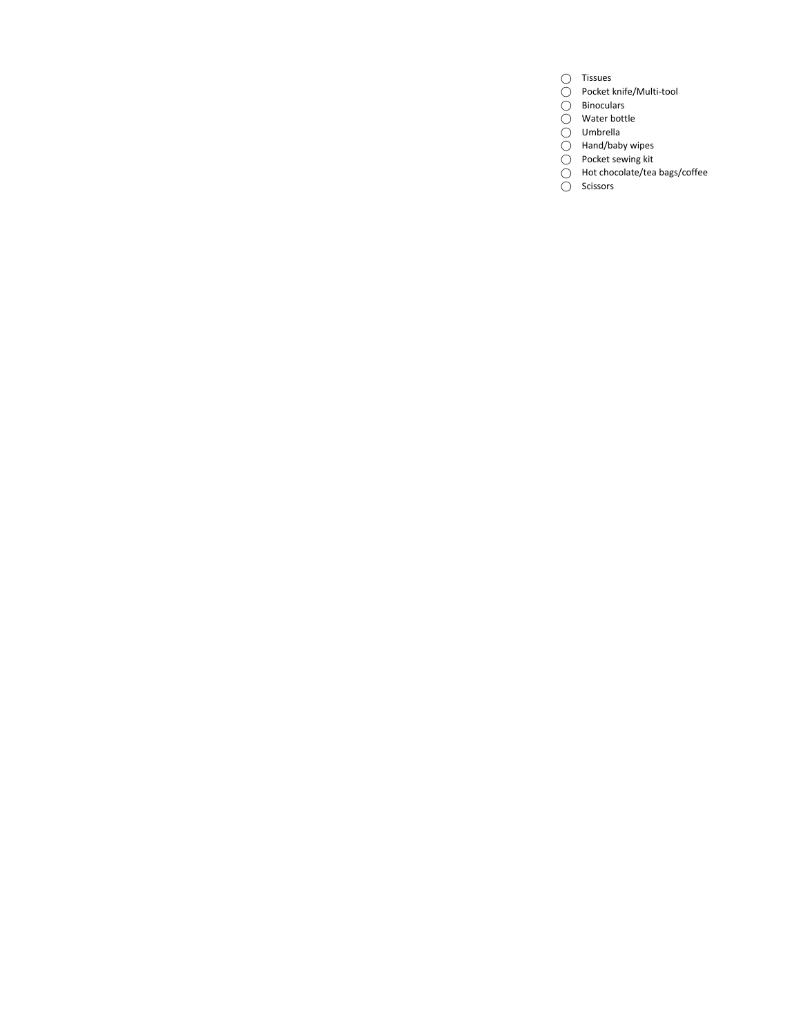- ◯ Tissues
- ◯ Pocket knife/Multi-tool
- ◯ Binoculars
- ◯ Water bottle
- ◯ Umbrella
- ◯ Hand/baby wipes
- ◯ Pocket sewing kit
- ◯ Hot chocolate/tea bags/coffee
- ◯ Scissors